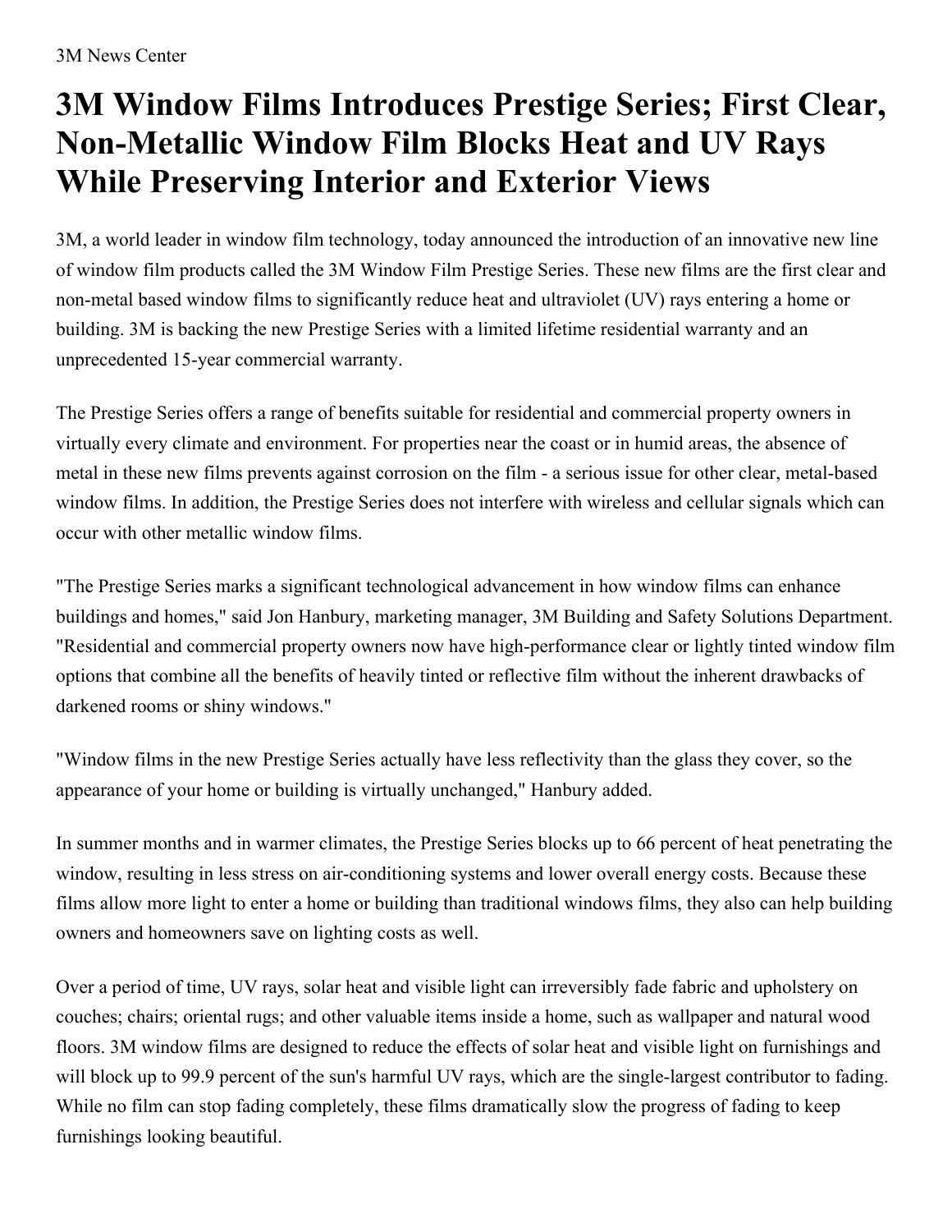3M News Center

# 3M Window Films Introduces Prestige Series; First Clear, Non-Metallic Window Film Blocks Heat and UV Rays While Preserving Interior and Exterior Views

3M, a world leader in window film technology, today announced the introduction of an innovative new line of window film products called the 3M Window Film Prestige Series. These new films are the first clear and non-metal based window films to significantly reduce heat and ultraviolet (UV) rays entering a home or building. 3M is backing the new Prestige Series with a limited lifetime residential warranty and an unprecedented 15-year commercial warranty.

The Prestige Series offers a range of benefits suitable for residential and commercial property owners in virtually every climate and environment. For properties near the coast or in humid areas, the absence of metal in these new films prevents against corrosion on the film - a serious issue for other clear, metal-based window films. In addition, the Prestige Series does not interfere with wireless and cellular signals which can occur with other metallic window films.

"The Prestige Series marks a significant technological advancement in how window films can enhance buildings and homes," said Jon Hanbury, marketing manager, 3M Building and Safety Solutions Department. "Residential and commercial property owners now have high-performance clear or lightly tinted window film options that combine all the benefits of heavily tinted or reflective film without the inherent drawbacks of darkened rooms or shiny windows."

"Window films in the new Prestige Series actually have less reflectivity than the glass they cover, so the appearance of your home or building is virtually unchanged," Hanbury added.

In summer months and in warmer climates, the Prestige Series blocks up to 66 percent of heat penetrating the window, resulting in less stress on air-conditioning systems and lower overall energy costs. Because these films allow more light to enter a home or building than traditional windows films, they also can help building owners and homeowners save on lighting costs as well.

Over a period of time, UV rays, solar heat and visible light can irreversibly fade fabric and upholstery on couches; chairs; oriental rugs; and other valuable items inside a home, such as wallpaper and natural wood floors. 3M window films are designed to reduce the effects of solar heat and visible light on furnishings and will block up to 99.9 percent of the sun's harmful UV rays, which are the single-largest contributor to fading. While no film can stop fading completely, these films dramatically slow the progress of fading to keep furnishings looking beautiful.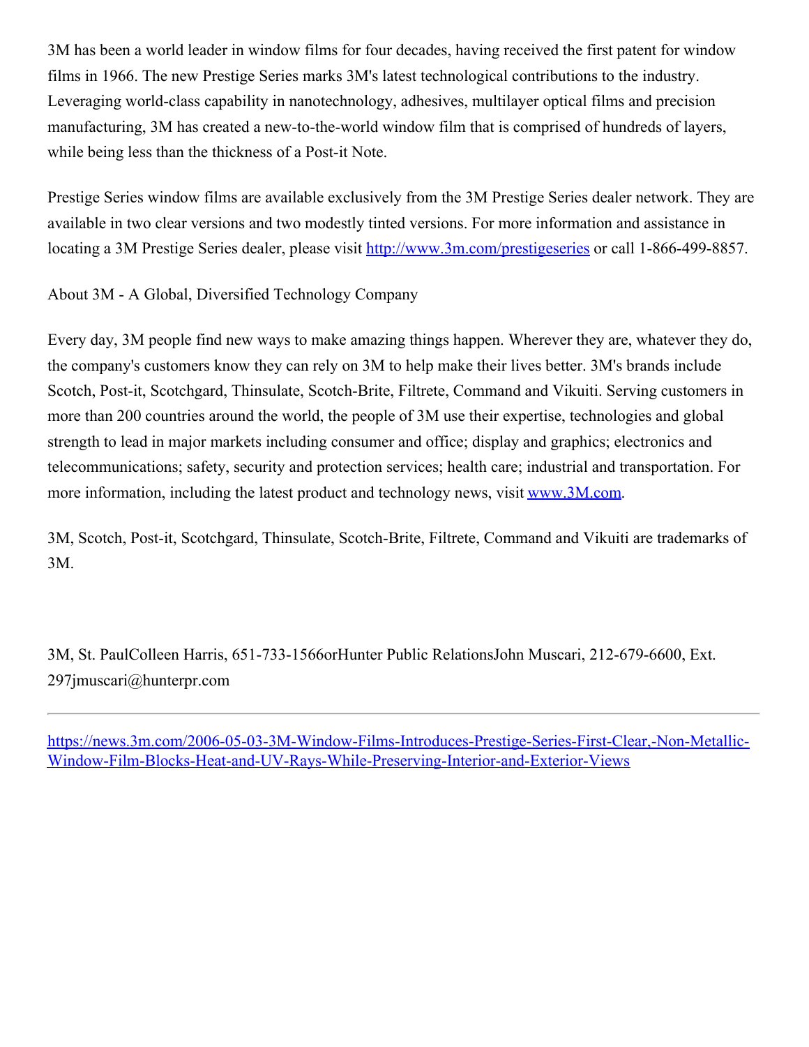3M has been a world leader in window films for four decades, having received the first patent for window films in 1966. The new Prestige Series marks 3M's latest technological contributions to the industry. Leveraging world-class capability in nanotechnology, adhesives, multilayer optical films and precision manufacturing, 3M has created a new-to-the-world window film that is comprised of hundreds of layers, while being less than the thickness of a Post-it Note.

Prestige Series window films are available exclusively from the 3M Prestige Series dealer network. They are available in two clear versions and two modestly tinted versions. For more information and assistance in locating a 3M Prestige Series dealer, please visit http://www.3m.com/prestigeseries or call 1-866-499-8857.

About 3M - A Global, Diversified Technology Company

Every day, 3M people find new ways to make amazing things happen. Wherever they are, whatever they do, the company's customers know they can rely on 3M to help make their lives better. 3M's brands include Scotch, Post-it, Scotchgard, Thinsulate, Scotch-Brite, Filtrete, Command and Vikuiti. Serving customers in more than 200 countries around the world, the people of 3M use their expertise, technologies and global strength to lead in major markets including consumer and office; display and graphics; electronics and telecommunications; safety, security and protection services; health care; industrial and transportation. For more information, including the latest product and technology news, visit www.3M.com.

3M, Scotch, Post-it, Scotchgard, Thinsulate, Scotch-Brite, Filtrete, Command and Vikuiti are trademarks of 3M.

3M, St. PaulColleen Harris, 651-733-1566orHunter Public RelationsJohn Muscari, 212-679-6600, Ext. 297jmuscari@hunterpr.com

---

https://news.3m.com/2006-05-03-3M-Window-Films-Introduces-Prestige-Series-First-Clear,-Non-Metallic-Window-Film-Blocks-Heat-and-UV-Rays-While-Preserving-Interior-and-Exterior-Views